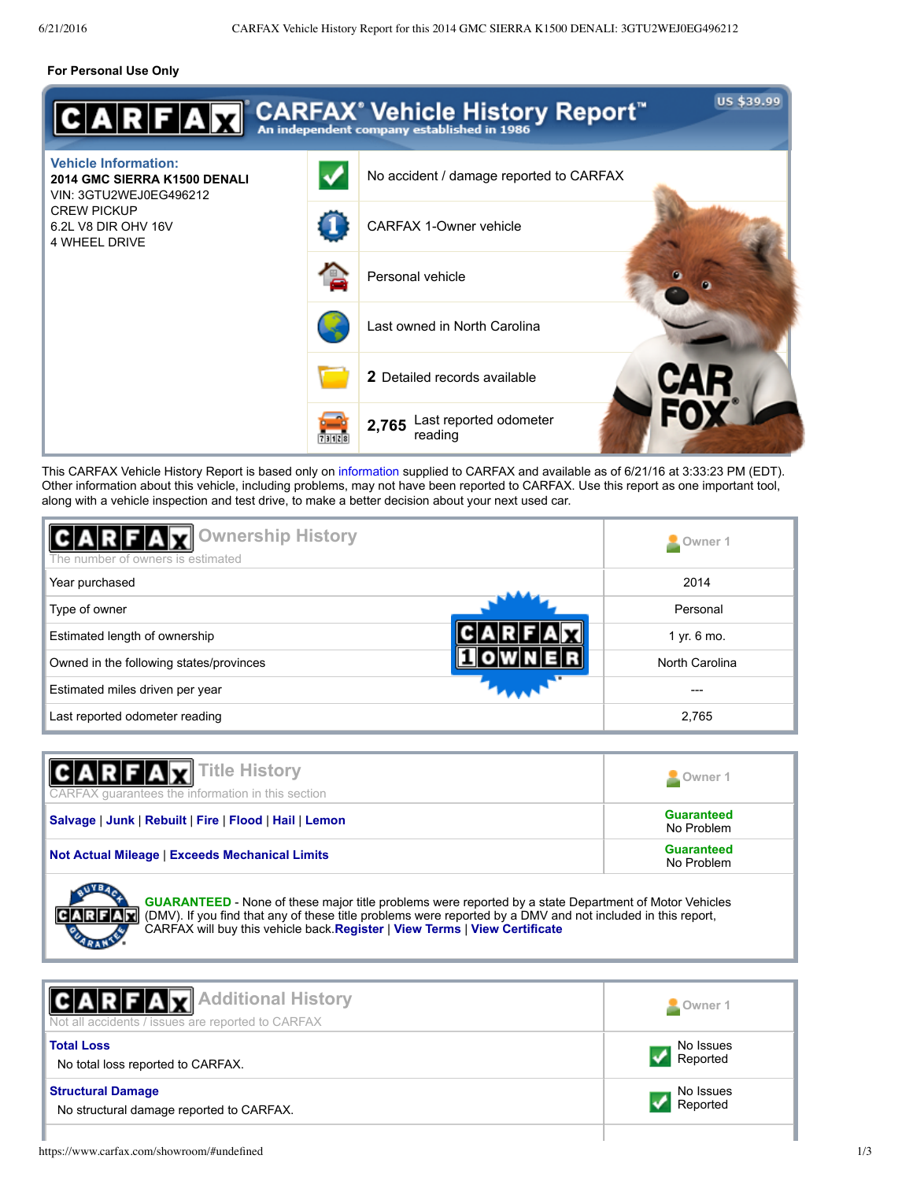For Personal Use Only

# CARFAX® Vehicle History Report™

An independent company established in 1986

US $39.99

**Vehicle Information:**
**2014 GMC SIERRA K1500 DENALI**
VIN: 3GTU2WEJ0EG496212
CREW PICKUP
6.2L V8 DIR OHV 16V
4 WHEEL DRIVE

- No accident / damage reported to CARFAX
- CARFAX 1-Owner vehicle
- Personal vehicle
- Last owned in North Carolina
- **2** Detailed records available
- **2,765** Last reported odometer reading

This CARFAX Vehicle History Report is based only on information supplied to CARFAX and available as of 6/21/16 at 3:33:23 PM (EDT). Other information about this vehicle, including problems, may not have been reported to CARFAX. Use this report as one important tool, along with a vehicle inspection and test drive, to make a better decision about your next used car.

## Ownership History

The number of owners is estimated

| | Owner 1 |
|---|---|
| Year purchased | 2014 |
| Type of owner | Personal |
| Estimated length of ownership | 1 yr. 6 mo. |
| Owned in the following states/provinces | North Carolina |
| Estimated miles driven per year | --- |
| Last reported odometer reading | 2,765 |

CARFAX 1 OWNER

## Title History

CARFAX guarantees the information in this section

| | Owner 1 |
|---|---|
| Salvage \| Junk \| Rebuilt \| Fire \| Flood \| Hail \| Lemon | Guaranteed No Problem |
| Not Actual Mileage \| Exceeds Mechanical Limits | Guaranteed No Problem |

**GUARANTEED** - None of these major title problems were reported by a state Department of Motor Vehicles (DMV). If you find that any of these title problems were reported by a DMV and not included in this report, CARFAX will buy this vehicle back. **Register** | **View Terms** | **View Certificate**

## Additional History

Not all accidents / issues are reported to CARFAX

| | Owner 1 |
|---|---|
| **Total Loss**<br>No total loss reported to CARFAX. | No Issues Reported |
| **Structural Damage**<br>No structural damage reported to CARFAX. | No Issues Reported |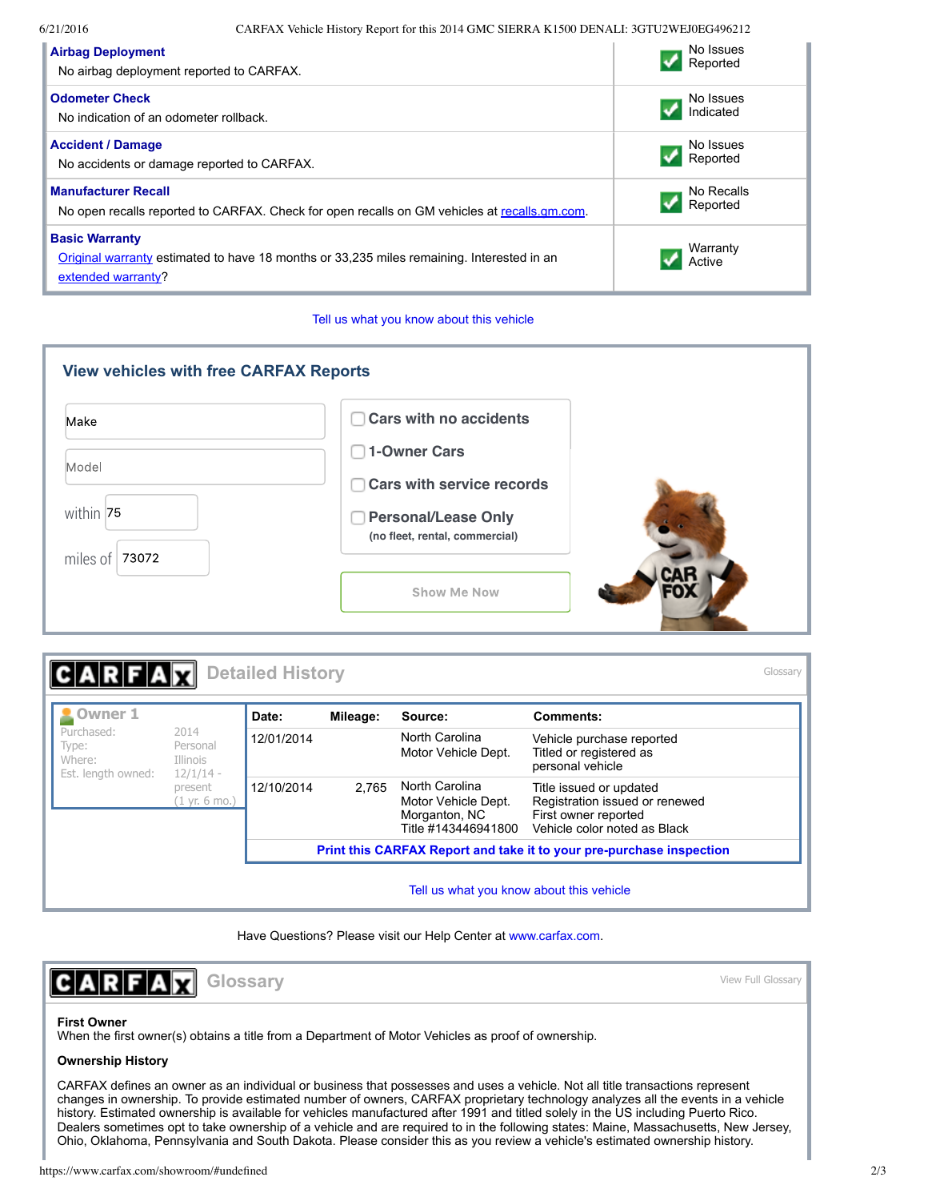| | |
|---|---|
| **Airbag Deployment**<br>No airbag deployment reported to CARFAX. | No Issues Reported |
| **Odometer Check**<br>No indication of an odometer rollback. | No Issues Indicated |
| **Accident / Damage**<br>No accidents or damage reported to CARFAX. | No Issues Reported |
| **Manufacturer Recall**<br>No open recalls reported to CARFAX. Check for open recalls on GM vehicles at recalls.gm.com. | No Recalls Reported |
| **Basic Warranty**<br>Original warranty estimated to have 18 months or 33,235 miles remaining. Interested in an extended warranty? | Warranty Active |

Tell us what you know about this vehicle

## View vehicles with free CARFAX Reports

Make

Model

within 75

miles of 73072

- [ ] Cars with no accidents
- [ ] 1-Owner Cars
- [ ] Cars with service records
- [ ] Personal/Lease Only (no fleet, rental, commercial)

Show Me Now

## CARFAX Detailed History

Glossary

**Owner 1**

Purchased: 2014
Type: Personal
Where: Illinois
Est. length owned: 12/1/14 - present (1 yr. 6 mo.)

| Date: | Mileage: | Source: | Comments: |
|---|---|---|---|
| 12/01/2014 | | North Carolina Motor Vehicle Dept. | Vehicle purchase reported<br>Titled or registered as personal vehicle |
| 12/10/2014 | 2,765 | North Carolina Motor Vehicle Dept.<br>Morganton, NC<br>Title #143446941800 | Title issued or updated<br>Registration issued or renewed<br>First owner reported<br>Vehicle color noted as Black |

**Print this CARFAX Report and take it to your pre-purchase inspection**

Tell us what you know about this vehicle

Have Questions? Please visit our Help Center at www.carfax.com.

## CARFAX Glossary

View Full Glossary

**First Owner**
When the first owner(s) obtains a title from a Department of Motor Vehicles as proof of ownership.

**Ownership History**

CARFAX defines an owner as an individual or business that possesses and uses a vehicle. Not all title transactions represent changes in ownership. To provide estimated number of owners, CARFAX proprietary technology analyzes all the events in a vehicle history. Estimated ownership is available for vehicles manufactured after 1991 and titled solely in the US including Puerto Rico. Dealers sometimes opt to take ownership of a vehicle and are required to in the following states: Maine, Massachusetts, New Jersey, Ohio, Oklahoma, Pennsylvania and South Dakota. Please consider this as you review a vehicle's estimated ownership history.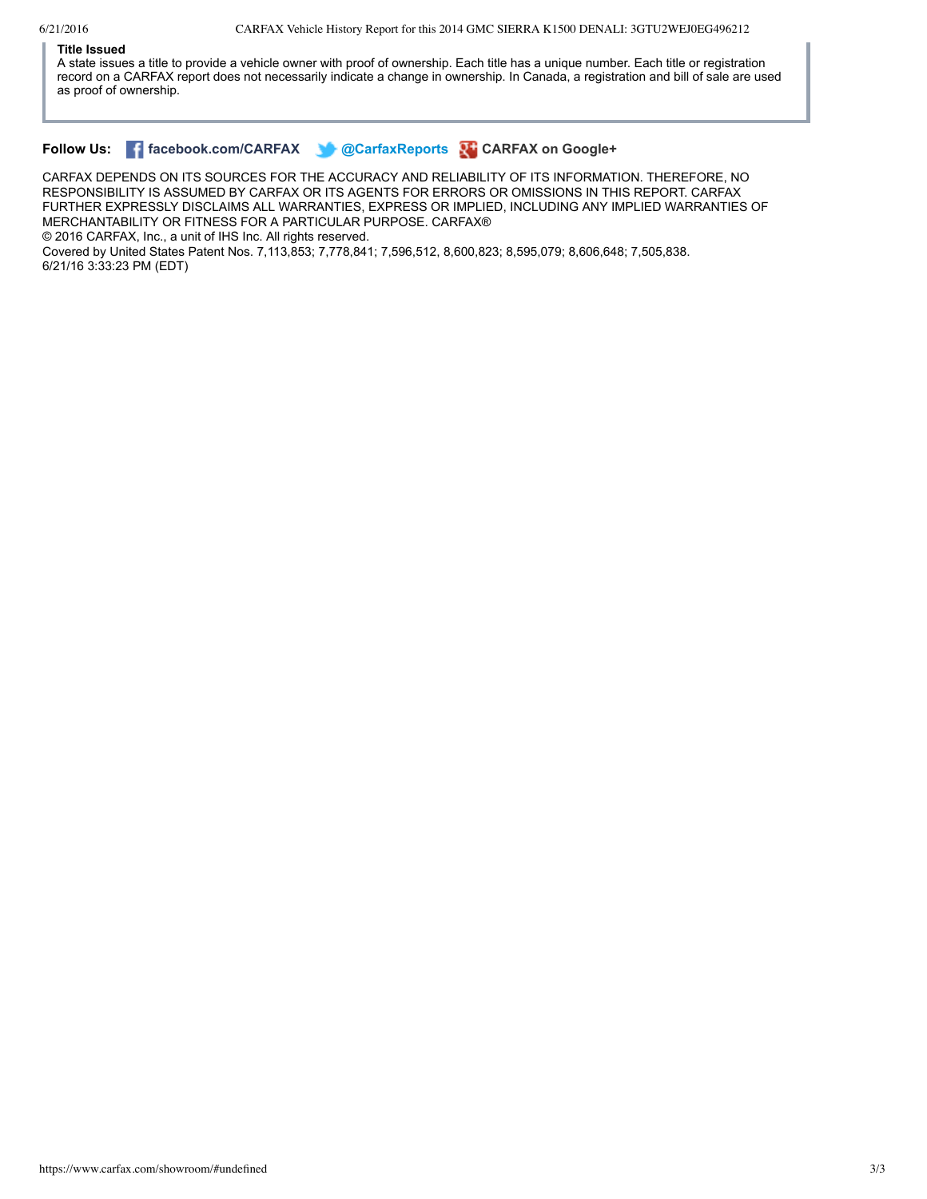**Title Issued**
A state issues a title to provide a vehicle owner with proof of ownership. Each title has a unique number. Each title or registration record on a CARFAX report does not necessarily indicate a change in ownership. In Canada, a registration and bill of sale are used as proof of ownership.

**Follow Us:** **facebook.com/CARFAX** **@CarfaxReports** **CARFAX on Google+**

CARFAX DEPENDS ON ITS SOURCES FOR THE ACCURACY AND RELIABILITY OF ITS INFORMATION. THEREFORE, NO RESPONSIBILITY IS ASSUMED BY CARFAX OR ITS AGENTS FOR ERRORS OR OMISSIONS IN THIS REPORT. CARFAX FURTHER EXPRESSLY DISCLAIMS ALL WARRANTIES, EXPRESS OR IMPLIED, INCLUDING ANY IMPLIED WARRANTIES OF MERCHANTABILITY OR FITNESS FOR A PARTICULAR PURPOSE. CARFAX®
© 2016 CARFAX, Inc., a unit of IHS Inc. All rights reserved.
Covered by United States Patent Nos. 7,113,853; 7,778,841; 7,596,512, 8,600,823; 8,595,079; 8,606,648; 7,505,838.
6/21/16 3:33:23 PM (EDT)